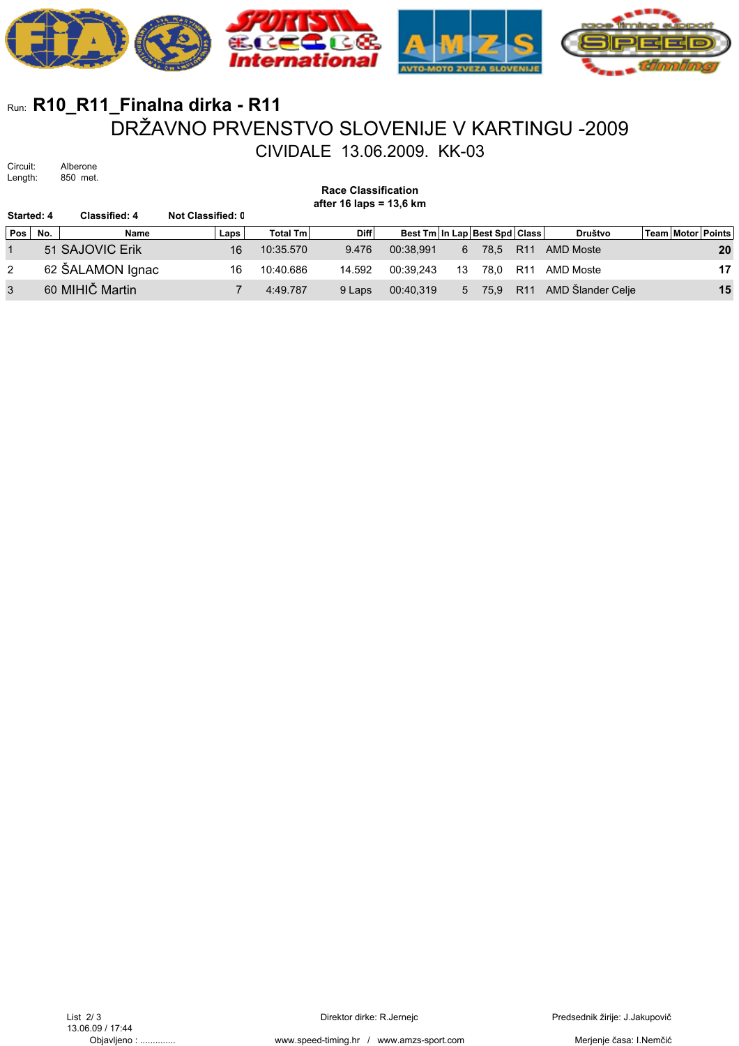Run: **R10_R11_Finalna dirka - R11**

# DRŽAVNO PRVENSTVO SLOVENIJE V KARTINGU -2009

## CIVIDALE 13.06.2009. KK-03

Circuit: Alberone
Length: 850 met.

**Race Classification**
**after 16 laps = 13,6 km**

**Started: 4** **Classified: 4** **Not Classified: 0**

| Pos | No. | Name | Laps | Total Tm | Diff | Best Tm | In Lap | Best Spd | Class | Društvo | Team | Motor | Points |
|---|---|---|---|---|---|---|---|---|---|---|---|---|---|
| 1 | 51 | SAJOVIC Erik | 16 | 10:35.570 | 9.476 | 00:38,991 | 6 | 78,5 | R11 | AMD Moste | | | **20** |
| 2 | 62 | ŠALAMON Ignac | 16 | 10:40.686 | 14.592 | 00:39,243 | 13 | 78,0 | R11 | AMD Moste | | | **17** |
| 3 | 60 | MIHIČ Martin | 7 | 4:49.787 | 9 Laps | 00:40,319 | 5 | 75,9 | R11 | AMD Šlander Celje | | | **15** |

List 2/ 3
13.06.09 / 17:44
Objavljeno : .............

Direktor dirke: R.Jernejc

www.speed-timing.hr / www.amzs-sport.com

Predsednik žirije: J.Jakupovič

Merjenje časa: I.Nemčić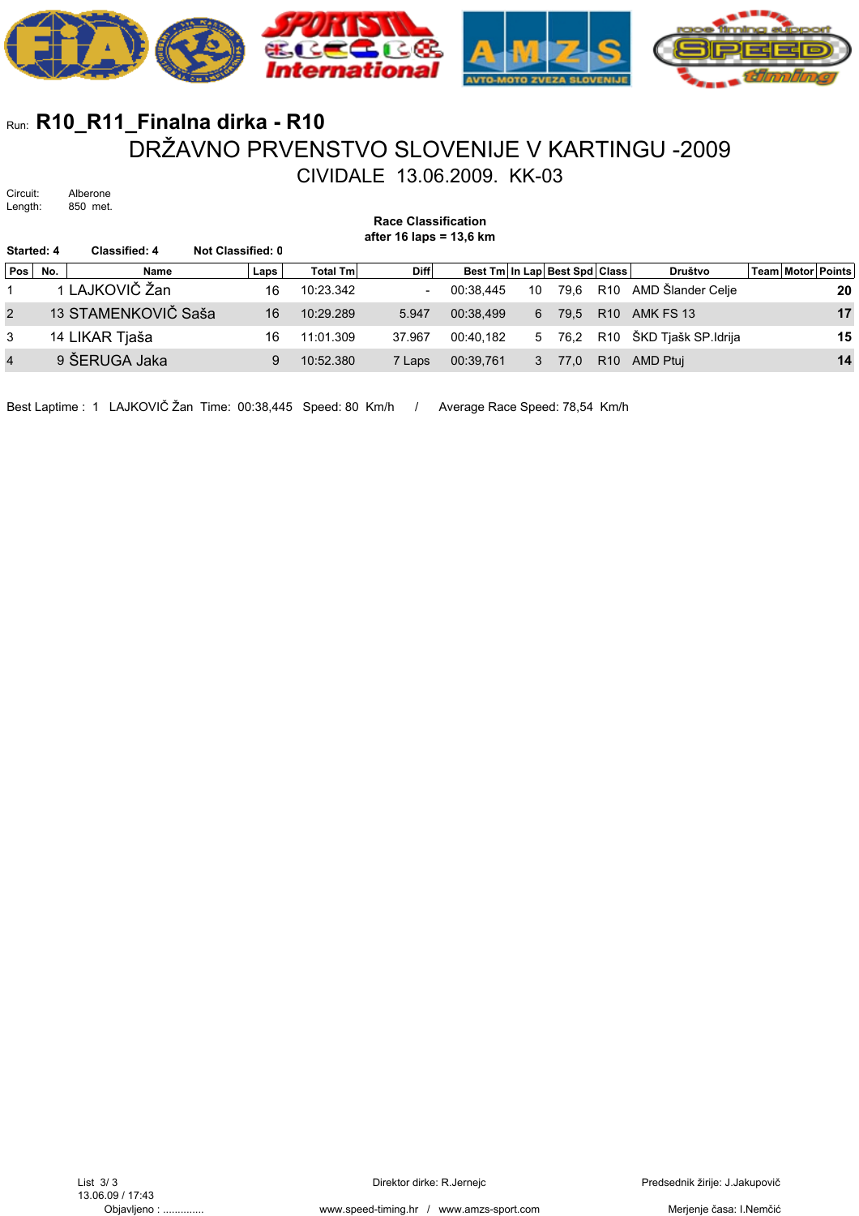Run: **R10_R11_Finalna dirka - R10**

# DRŽAVNO PRVENSTVO SLOVENIJE V KARTINGU -2009

## CIVIDALE 13.06.2009. KK-03

Circuit: Alberone
Length: 850 met.

**Race Classification**
**after 16 laps = 13,6 km**

**Started: 4** **Classified: 4** **Not Classified: 0**

| Pos | No. | Name | Laps | Total Tm | Diff | Best Tm | In Lap | Best Spd | Class | Društvo | Team | Motor | Points |
|---|---|---|---|---|---|---|---|---|---|---|---|---|---|
| 1 | 1 | LAJKOVIČ Žan | 16 | 10:23.342 | - | 00:38,445 | 10 | 79,6 | R10 | AMD Šlander Celje | | | **20** |
| 2 | 13 | STAMENKOVIČ Saša | 16 | 10:29.289 | 5.947 | 00:38,499 | 6 | 79,5 | R10 | AMK FS 13 | | | **17** |
| 3 | 14 | LIKAR Tjaša | 16 | 11:01.309 | 37.967 | 00:40,182 | 5 | 76,2 | R10 | ŠKD Tjašk SP.Idrija | | | **15** |
| 4 | 9 | ŠERUGA Jaka | 9 | 10:52.380 | 7 Laps | 00:39,761 | 3 | 77,0 | R10 | AMD Ptuj | | | **14** |

Best Laptime : 1 LAJKOVIČ Žan Time: 00:38,445 Speed: 80 Km/h / Average Race Speed: 78,54 Km/h

List 3/ 3
13.06.09 / 17:43
Objavljeno : .............

Direktor dirke: R.Jernejc

www.speed-timing.hr / www.amzs-sport.com

Predsednik žirije: J.Jakupovič

Merjenje časa: I.Nemčić